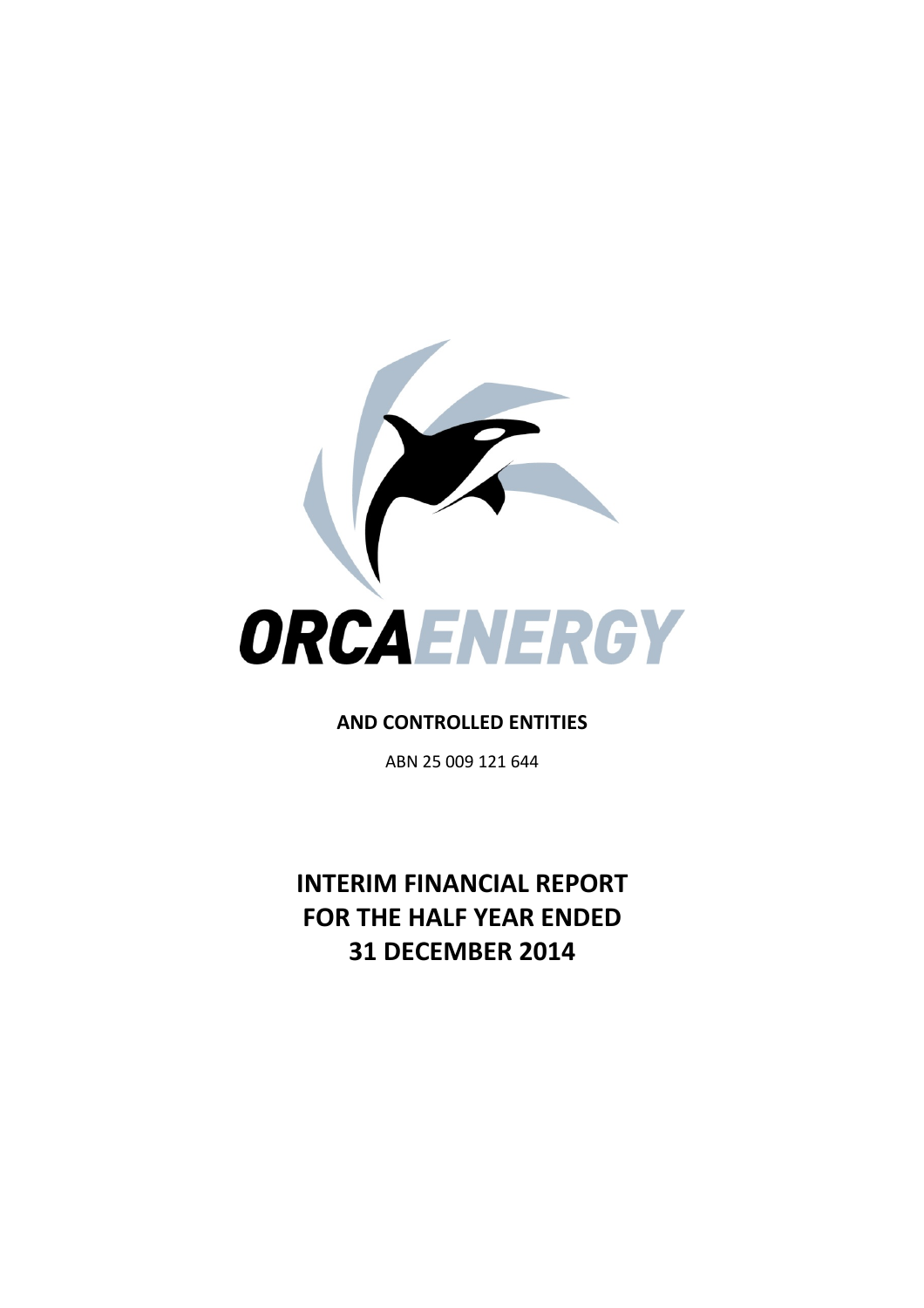**ORCAENERGY**

**AND CONTROLLED ENTITIES**

ABN 25 009 121 644

# INTERIM FINANCIAL REPORT FOR THE HALF YEAR ENDED 31 DECEMBER 2014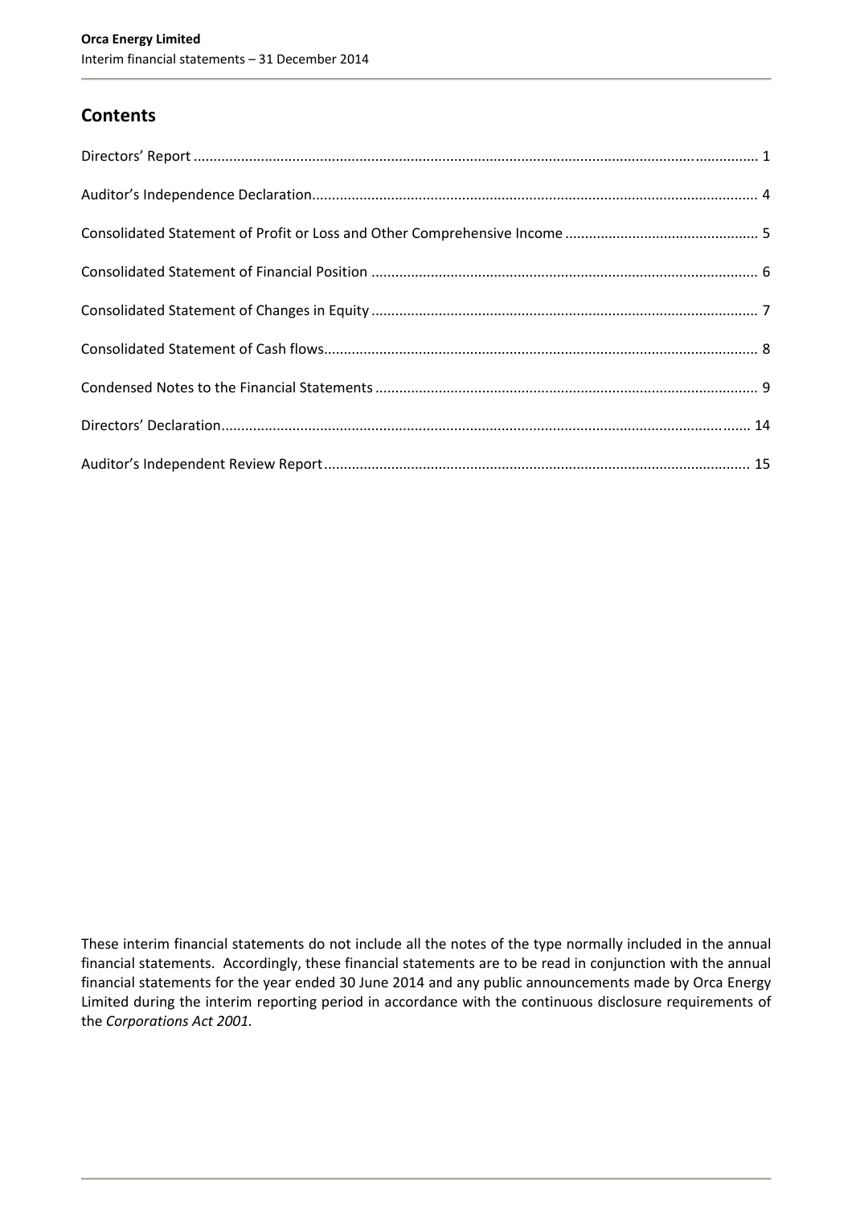## Contents

| | |
|---|---|
| Directors' Report | 1 |
| Auditor's Independence Declaration | 4 |
| Consolidated Statement of Profit or Loss and Other Comprehensive Income | 5 |
| Consolidated Statement of Financial Position | 6 |
| Consolidated Statement of Changes in Equity | 7 |
| Consolidated Statement of Cash flows | 8 |
| Condensed Notes to the Financial Statements | 9 |
| Directors' Declaration | 14 |
| Auditor's Independent Review Report | 15 |

These interim financial statements do not include all the notes of the type normally included in the annual financial statements. Accordingly, these financial statements are to be read in conjunction with the annual financial statements for the year ended 30 June 2014 and any public announcements made by Orca Energy Limited during the interim reporting period in accordance with the continuous disclosure requirements of the *Corporations Act 2001.*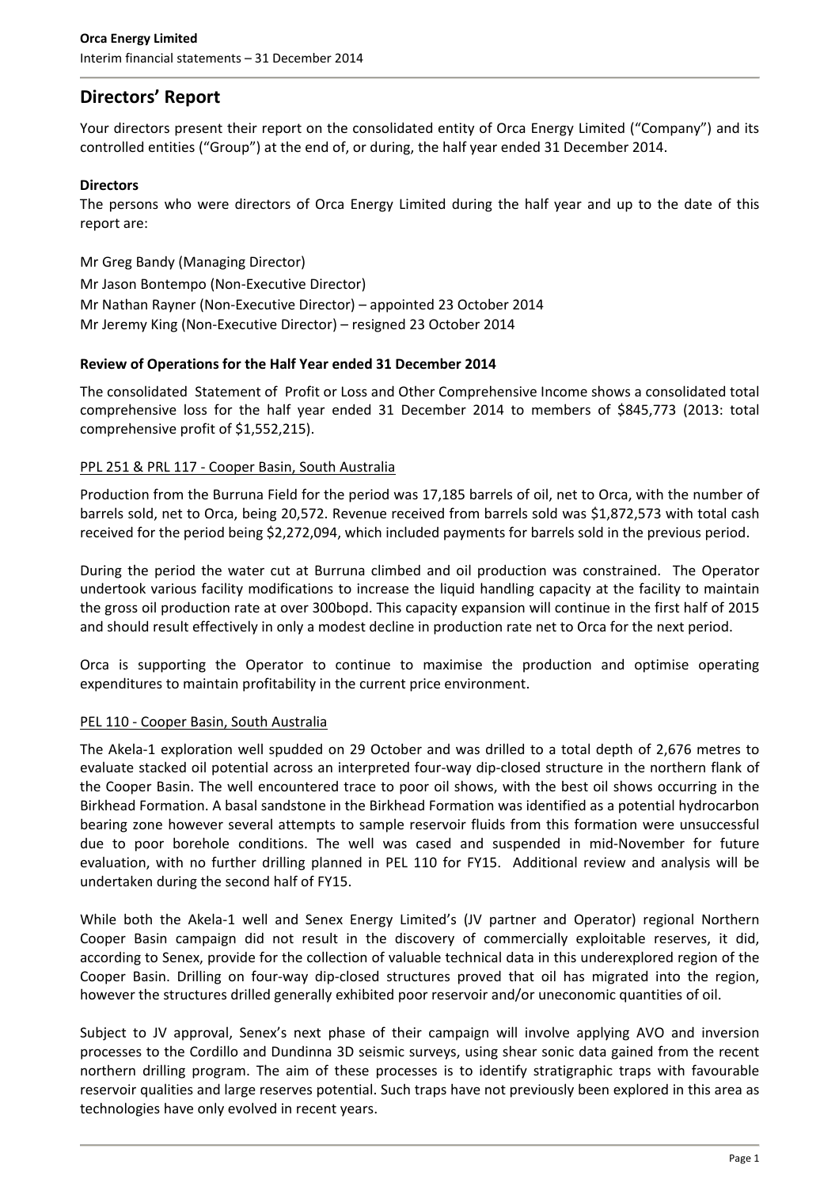# Directors' Report

Your directors present their report on the consolidated entity of Orca Energy Limited ("Company") and its controlled entities ("Group") at the end of, or during, the half year ended 31 December 2014.

**Directors**

The persons who were directors of Orca Energy Limited during the half year and up to the date of this report are:

Mr Greg Bandy (Managing Director)
Mr Jason Bontempo (Non-Executive Director)
Mr Nathan Rayner (Non-Executive Director) – appointed 23 October 2014
Mr Jeremy King (Non-Executive Director) – resigned 23 October 2014

**Review of Operations for the Half Year ended 31 December 2014**

The consolidated Statement of Profit or Loss and Other Comprehensive Income shows a consolidated total comprehensive loss for the half year ended 31 December 2014 to members of $845,773 (2013: total comprehensive profit of $1,552,215).

PPL 251 & PRL 117 - Cooper Basin, South Australia

Production from the Burruna Field for the period was 17,185 barrels of oil, net to Orca, with the number of barrels sold, net to Orca, being 20,572. Revenue received from barrels sold was $1,872,573 with total cash received for the period being $2,272,094, which included payments for barrels sold in the previous period.

During the period the water cut at Burruna climbed and oil production was constrained. The Operator undertook various facility modifications to increase the liquid handling capacity at the facility to maintain the gross oil production rate at over 300bopd. This capacity expansion will continue in the first half of 2015 and should result effectively in only a modest decline in production rate net to Orca for the next period.

Orca is supporting the Operator to continue to maximise the production and optimise operating expenditures to maintain profitability in the current price environment.

PEL 110 - Cooper Basin, South Australia

The Akela-1 exploration well spudded on 29 October and was drilled to a total depth of 2,676 metres to evaluate stacked oil potential across an interpreted four-way dip-closed structure in the northern flank of the Cooper Basin. The well encountered trace to poor oil shows, with the best oil shows occurring in the Birkhead Formation. A basal sandstone in the Birkhead Formation was identified as a potential hydrocarbon bearing zone however several attempts to sample reservoir fluids from this formation were unsuccessful due to poor borehole conditions. The well was cased and suspended in mid-November for future evaluation, with no further drilling planned in PEL 110 for FY15. Additional review and analysis will be undertaken during the second half of FY15.

While both the Akela-1 well and Senex Energy Limited's (JV partner and Operator) regional Northern Cooper Basin campaign did not result in the discovery of commercially exploitable reserves, it did, according to Senex, provide for the collection of valuable technical data in this underexplored region of the Cooper Basin. Drilling on four-way dip-closed structures proved that oil has migrated into the region, however the structures drilled generally exhibited poor reservoir and/or uneconomic quantities of oil.

Subject to JV approval, Senex's next phase of their campaign will involve applying AVO and inversion processes to the Cordillo and Dundinna 3D seismic surveys, using shear sonic data gained from the recent northern drilling program. The aim of these processes is to identify stratigraphic traps with favourable reservoir qualities and large reserves potential. Such traps have not previously been explored in this area as technologies have only evolved in recent years.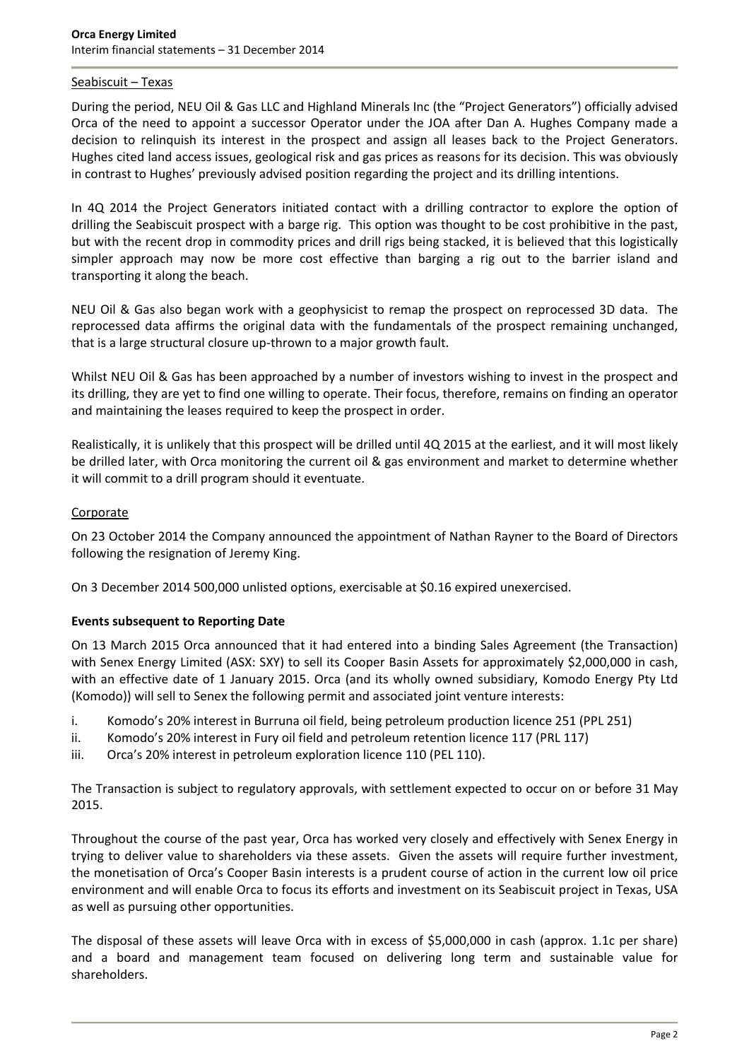Seabiscuit – Texas

During the period, NEU Oil & Gas LLC and Highland Minerals Inc (the "Project Generators") officially advised Orca of the need to appoint a successor Operator under the JOA after Dan A. Hughes Company made a decision to relinquish its interest in the prospect and assign all leases back to the Project Generators. Hughes cited land access issues, geological risk and gas prices as reasons for its decision. This was obviously in contrast to Hughes' previously advised position regarding the project and its drilling intentions.

In 4Q 2014 the Project Generators initiated contact with a drilling contractor to explore the option of drilling the Seabiscuit prospect with a barge rig. This option was thought to be cost prohibitive in the past, but with the recent drop in commodity prices and drill rigs being stacked, it is believed that this logistically simpler approach may now be more cost effective than barging a rig out to the barrier island and transporting it along the beach.

NEU Oil & Gas also began work with a geophysicist to remap the prospect on reprocessed 3D data. The reprocessed data affirms the original data with the fundamentals of the prospect remaining unchanged, that is a large structural closure up-thrown to a major growth fault.

Whilst NEU Oil & Gas has been approached by a number of investors wishing to invest in the prospect and its drilling, they are yet to find one willing to operate. Their focus, therefore, remains on finding an operator and maintaining the leases required to keep the prospect in order.

Realistically, it is unlikely that this prospect will be drilled until 4Q 2015 at the earliest, and it will most likely be drilled later, with Orca monitoring the current oil & gas environment and market to determine whether it will commit to a drill program should it eventuate.

Corporate

On 23 October 2014 the Company announced the appointment of Nathan Rayner to the Board of Directors following the resignation of Jeremy King.

On 3 December 2014 500,000 unlisted options, exercisable at $0.16 expired unexercised.

**Events subsequent to Reporting Date**

On 13 March 2015 Orca announced that it had entered into a binding Sales Agreement (the Transaction) with Senex Energy Limited (ASX: SXY) to sell its Cooper Basin Assets for approximately $2,000,000 in cash, with an effective date of 1 January 2015. Orca (and its wholly owned subsidiary, Komodo Energy Pty Ltd (Komodo)) will sell to Senex the following permit and associated joint venture interests:

i. Komodo's 20% interest in Burruna oil field, being petroleum production licence 251 (PPL 251)
ii. Komodo's 20% interest in Fury oil field and petroleum retention licence 117 (PRL 117)
iii. Orca's 20% interest in petroleum exploration licence 110 (PEL 110).

The Transaction is subject to regulatory approvals, with settlement expected to occur on or before 31 May 2015.

Throughout the course of the past year, Orca has worked very closely and effectively with Senex Energy in trying to deliver value to shareholders via these assets. Given the assets will require further investment, the monetisation of Orca's Cooper Basin interests is a prudent course of action in the current low oil price environment and will enable Orca to focus its efforts and investment on its Seabiscuit project in Texas, USA as well as pursuing other opportunities.

The disposal of these assets will leave Orca with in excess of $5,000,000 in cash (approx. 1.1c per share) and a board and management team focused on delivering long term and sustainable value for shareholders.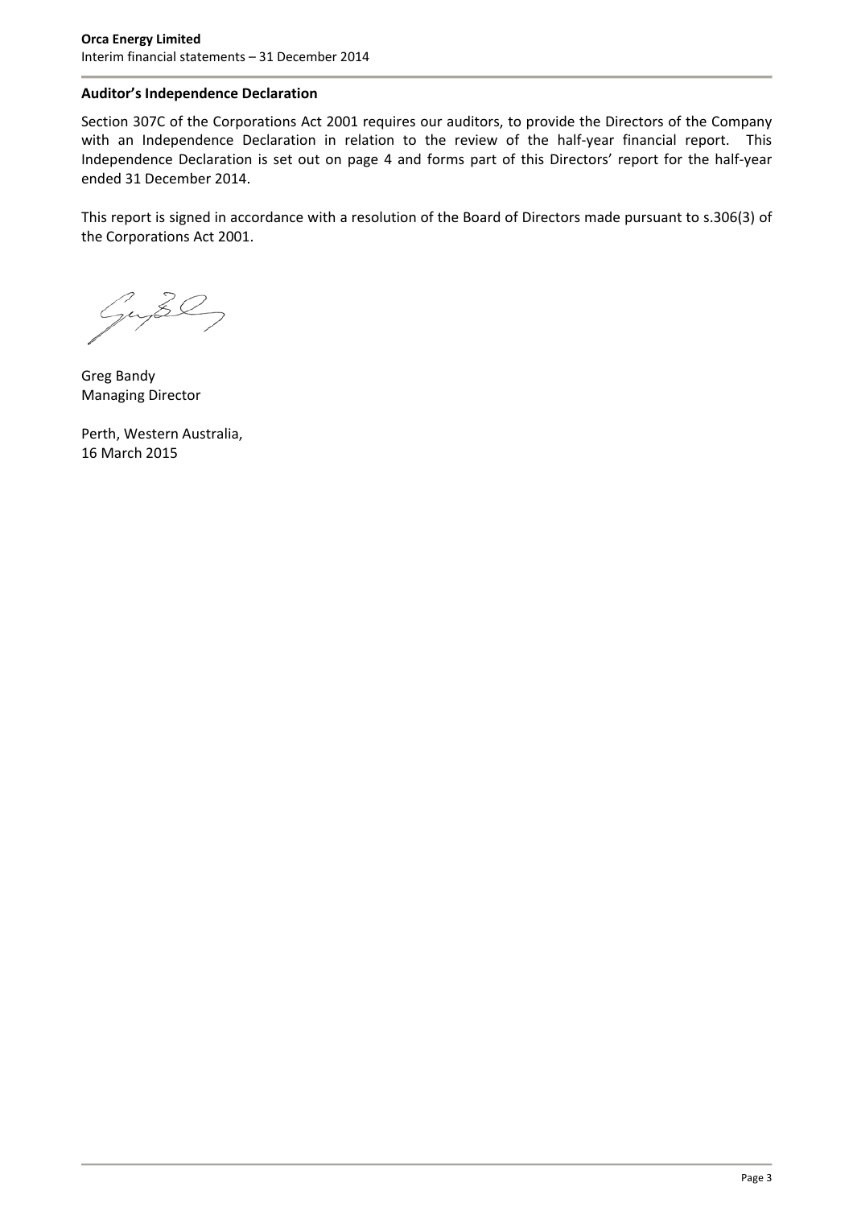**Auditor's Independence Declaration**

Section 307C of the Corporations Act 2001 requires our auditors, to provide the Directors of the Company with an Independence Declaration in relation to the review of the half-year financial report. This Independence Declaration is set out on page 4 and forms part of this Directors' report for the half-year ended 31 December 2014.

This report is signed in accordance with a resolution of the Board of Directors made pursuant to s.306(3) of the Corporations Act 2001.

Greg Bandy
Managing Director

Perth, Western Australia,
16 March 2015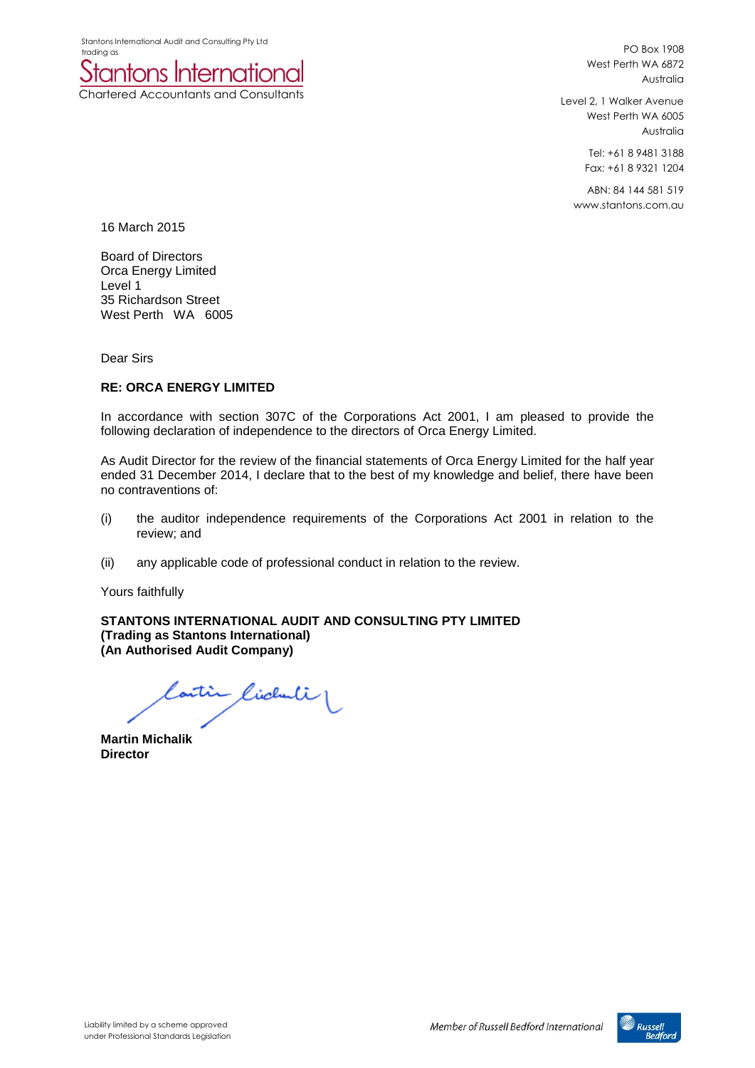Stantons International Audit and Consulting Pty Ltd
trading as

**Stantons International**
Chartered Accountants and Consultants

PO Box 1908
West Perth WA 6872
Australia

Level 2, 1 Walker Avenue
West Perth WA 6005
Australia

Tel: +61 8 9481 3188
Fax: +61 8 9321 1204

ABN: 84 144 581 519
www.stantons.com.au

16 March 2015

Board of Directors
Orca Energy Limited
Level 1
35 Richardson Street
West Perth WA 6005

Dear Sirs

**RE: ORCA ENERGY LIMITED**

In accordance with section 307C of the Corporations Act 2001, I am pleased to provide the following declaration of independence to the directors of Orca Energy Limited.

As Audit Director for the review of the financial statements of Orca Energy Limited for the half year ended 31 December 2014, I declare that to the best of my knowledge and belief, there have been no contraventions of:

(i) the auditor independence requirements of the Corporations Act 2001 in relation to the review; and

(ii) any applicable code of professional conduct in relation to the review.

Yours faithfully

**STANTONS INTERNATIONAL AUDIT AND CONSULTING PTY LIMITED**
**(Trading as Stantons International)**
**(An Authorised Audit Company)**

**Martin Michalik**
**Director**

Liability limited by a scheme approved under Professional Standards Legislation

Member of Russell Bedford International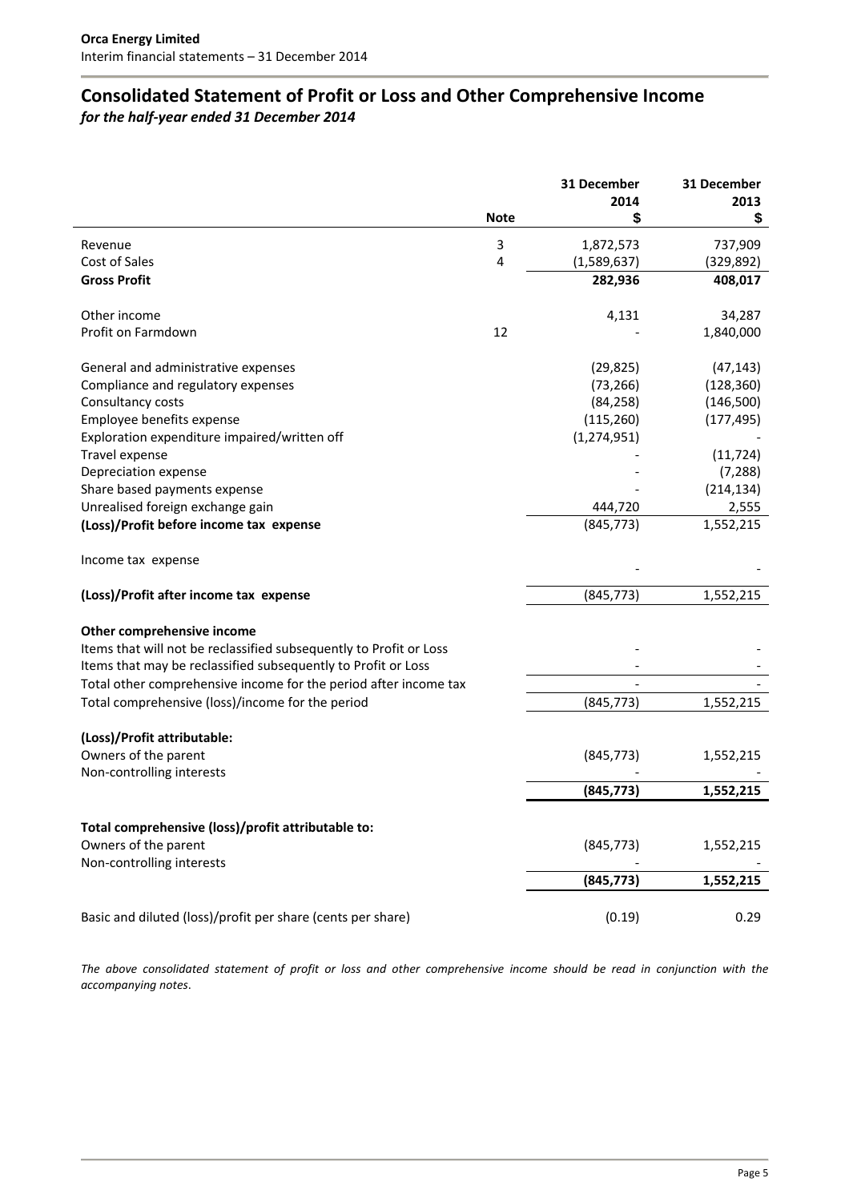**Orca Energy Limited**
Interim financial statements – 31 December 2014

# Consolidated Statement of Profit or Loss and Other Comprehensive Income

***for the half-year ended 31 December 2014***

| | Note | 31 December 2014 $ | 31 December 2013 $ |
|---|---|---|---|
| Revenue | 3 | 1,872,573 | 737,909 |
| Cost of Sales | 4 | (1,589,637) | (329,892) |
| **Gross Profit** | | **282,936** | **408,017** |
| | | | |
| Other income | | 4,131 | 34,287 |
| Profit on Farmdown | 12 | - | 1,840,000 |
| | | | |
| General and administrative expenses | | (29,825) | (47,143) |
| Compliance and regulatory expenses | | (73,266) | (128,360) |
| Consultancy costs | | (84,258) | (146,500) |
| Employee benefits expense | | (115,260) | (177,495) |
| Exploration expenditure impaired/written off | | (1,274,951) | - |
| Travel expense | | - | (11,724) |
| Depreciation expense | | - | (7,288) |
| Share based payments expense | | - | (214,134) |
| Unrealised foreign exchange gain | | 444,720 | 2,555 |
| **(Loss)/Profit before income tax expense** | | (845,773) | 1,552,215 |
| | | | |
| Income tax expense | | - | - |
| | | | |
| **(Loss)/Profit after income tax expense** | | (845,773) | 1,552,215 |
| | | | |
| **Other comprehensive income** | | | |
| Items that will not be reclassified subsequently to Profit or Loss | | - | - |
| Items that may be reclassified subsequently to Profit or Loss | | - | - |
| Total other comprehensive income for the period after income tax | | - | - |
| Total comprehensive (loss)/income for the period | | (845,773) | 1,552,215 |
| | | | |
| **(Loss)/Profit attributable:** | | | |
| Owners of the parent | | (845,773) | 1,552,215 |
| Non-controlling interests | | - | - |
| | | **(845,773)** | **1,552,215** |
| | | | |
| **Total comprehensive (loss)/profit attributable to:** | | | |
| Owners of the parent | | (845,773) | 1,552,215 |
| Non-controlling interests | | - | - |
| | | **(845,773)** | **1,552,215** |
| | | | |
| Basic and diluted (loss)/profit per share (cents per share) | | (0.19) | 0.29 |

*The above consolidated statement of profit or loss and other comprehensive income should be read in conjunction with the accompanying notes.*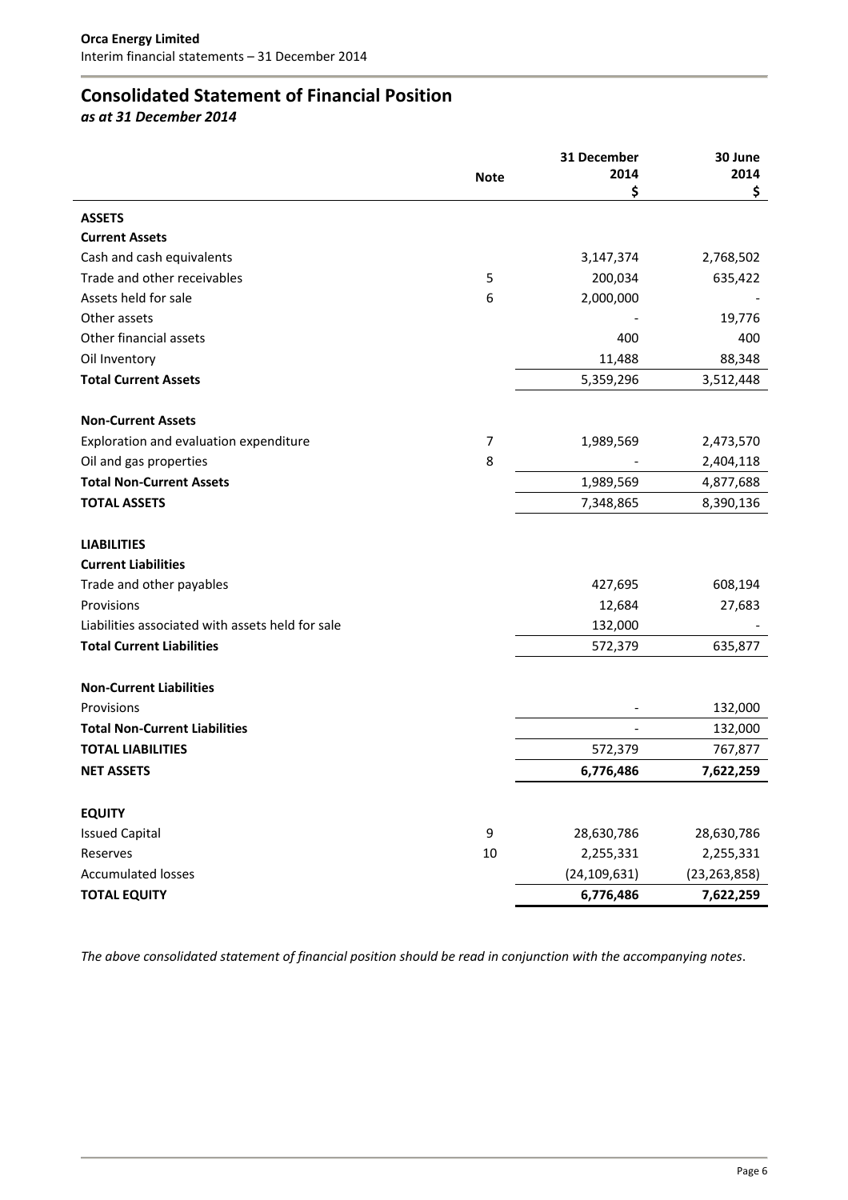## Consolidated Statement of Financial Position

*as at 31 December 2014*

| | Note | 31 December 2014 $ | 30 June 2014 $ |
|---|---|---|---|
| **ASSETS** | | | |
| **Current Assets** | | | |
| Cash and cash equivalents | | 3,147,374 | 2,768,502 |
| Trade and other receivables | 5 | 200,034 | 635,422 |
| Assets held for sale | 6 | 2,000,000 | - |
| Other assets | | - | 19,776 |
| Other financial assets | | 400 | 400 |
| Oil Inventory | | 11,488 | 88,348 |
| **Total Current Assets** | | 5,359,296 | 3,512,448 |
| | | | |
| **Non-Current Assets** | | | |
| Exploration and evaluation expenditure | 7 | 1,989,569 | 2,473,570 |
| Oil and gas properties | 8 | - | 2,404,118 |
| **Total Non-Current Assets** | | 1,989,569 | 4,877,688 |
| **TOTAL ASSETS** | | 7,348,865 | 8,390,136 |
| | | | |
| **LIABILITIES** | | | |
| **Current Liabilities** | | | |
| Trade and other payables | | 427,695 | 608,194 |
| Provisions | | 12,684 | 27,683 |
| Liabilities associated with assets held for sale | | 132,000 | - |
| **Total Current Liabilities** | | 572,379 | 635,877 |
| | | | |
| **Non-Current Liabilities** | | | |
| Provisions | | - | 132,000 |
| **Total Non-Current Liabilities** | | - | 132,000 |
| **TOTAL LIABILITIES** | | 572,379 | 767,877 |
| **NET ASSETS** | | **6,776,486** | **7,622,259** |
| | | | |
| **EQUITY** | | | |
| Issued Capital | 9 | 28,630,786 | 28,630,786 |
| Reserves | 10 | 2,255,331 | 2,255,331 |
| Accumulated losses | | (24,109,631) | (23,263,858) |
| **TOTAL EQUITY** | | **6,776,486** | **7,622,259** |

*The above consolidated statement of financial position should be read in conjunction with the accompanying notes.*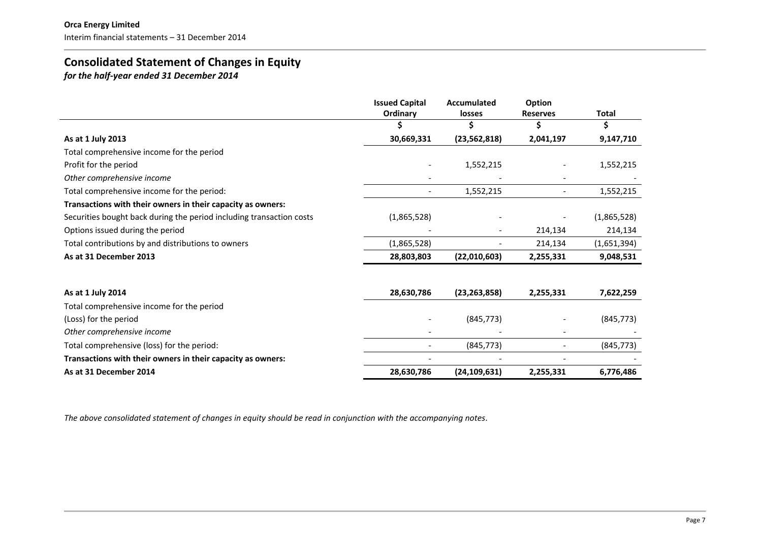# Consolidated Statement of Changes in Equity

*for the half-year ended 31 December 2014*

| | Issued Capital Ordinary | Accumulated losses | Option Reserves | Total |
|---|---|---|---|---|
| | $ | $ | $ | $ |
| **As at 1 July 2013** | **30,669,331** | **(23,562,818)** | **2,041,197** | **9,147,710** |
| Total comprehensive income for the period | | | | |
| Profit for the period | - | 1,552,215 | - | 1,552,215 |
| *Other comprehensive income* | - | - | - | - |
| Total comprehensive income for the period: | - | 1,552,215 | - | 1,552,215 |
| **Transactions with their owners in their capacity as owners:** | | | | |
| Securities bought back during the period including transaction costs | (1,865,528) | - | - | (1,865,528) |
| Options issued during the period | - | - | 214,134 | 214,134 |
| Total contributions by and distributions to owners | (1,865,528) | - | 214,134 | (1,651,394) |
| **As at 31 December 2013** | **28,803,803** | **(22,010,603)** | **2,255,331** | **9,048,531** |
| | | | | |
| **As at 1 July 2014** | **28,630,786** | **(23,263,858)** | **2,255,331** | **7,622,259** |
| Total comprehensive income for the period | | | | |
| (Loss) for the period | - | (845,773) | - | (845,773) |
| *Other comprehensive income* | - | - | - | - |
| Total comprehensive (loss) for the period: | - | (845,773) | - | (845,773) |
| **Transactions with their owners in their capacity as owners:** | - | - | - | - |
| **As at 31 December 2014** | **28,630,786** | **(24,109,631)** | **2,255,331** | **6,776,486** |

*The above consolidated statement of changes in equity should be read in conjunction with the accompanying notes.*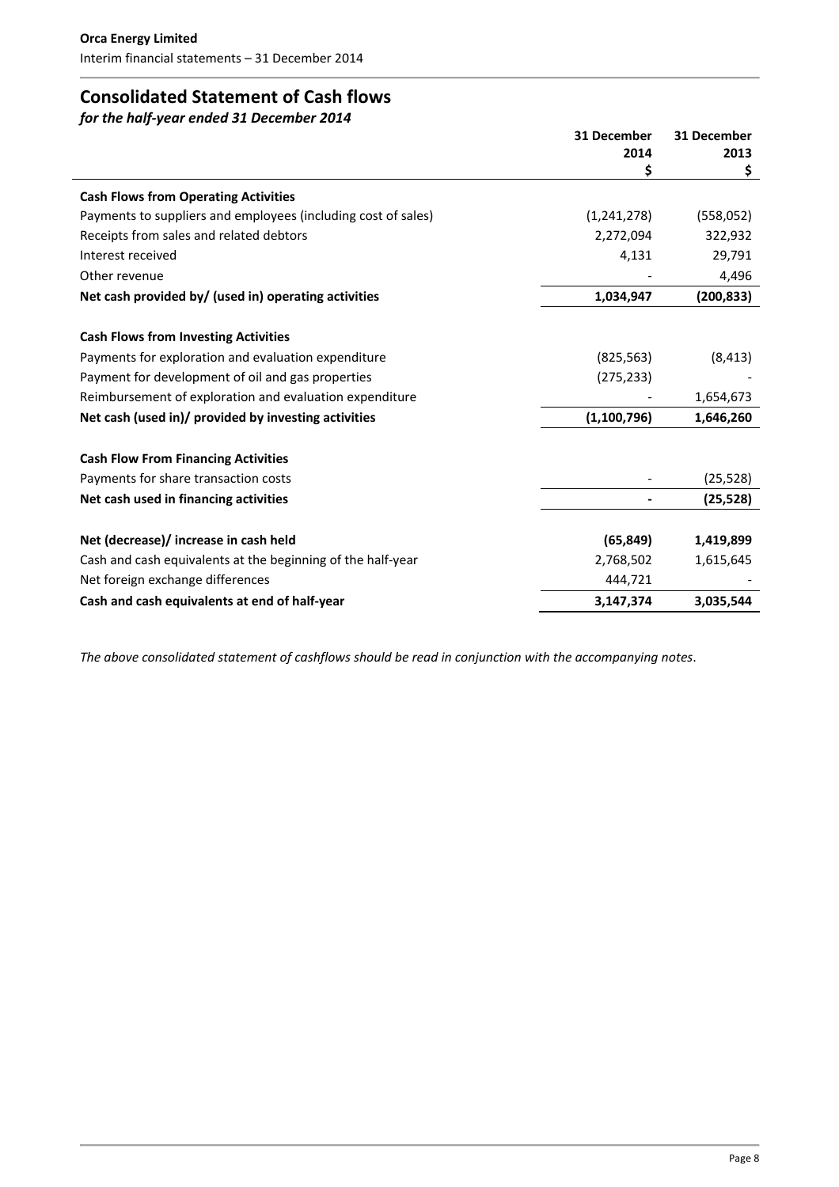## Consolidated Statement of Cash flows

*for the half-year ended 31 December 2014*

| | 31 December 2014 $ | 31 December 2013 $ |
|---|---|---|
| **Cash Flows from Operating Activities** | | |
| Payments to suppliers and employees (including cost of sales) | (1,241,278) | (558,052) |
| Receipts from sales and related debtors | 2,272,094 | 322,932 |
| Interest received | 4,131 | 29,791 |
| Other revenue | - | 4,496 |
| **Net cash provided by/ (used in) operating activities** | **1,034,947** | **(200,833)** |
| | | |
| **Cash Flows from Investing Activities** | | |
| Payments for exploration and evaluation expenditure | (825,563) | (8,413) |
| Payment for development of oil and gas properties | (275,233) | - |
| Reimbursement of exploration and evaluation expenditure | - | 1,654,673 |
| **Net cash (used in)/ provided by investing activities** | **(1,100,796)** | **1,646,260** |
| | | |
| **Cash Flow From Financing Activities** | | |
| Payments for share transaction costs | - | (25,528) |
| **Net cash used in financing activities** | **-** | **(25,528)** |
| | | |
| **Net (decrease)/ increase in cash held** | **(65,849)** | **1,419,899** |
| Cash and cash equivalents at the beginning of the half-year | 2,768,502 | 1,615,645 |
| Net foreign exchange differences | 444,721 | - |
| **Cash and cash equivalents at end of half-year** | **3,147,374** | **3,035,544** |

*The above consolidated statement of cashflows should be read in conjunction with the accompanying notes.*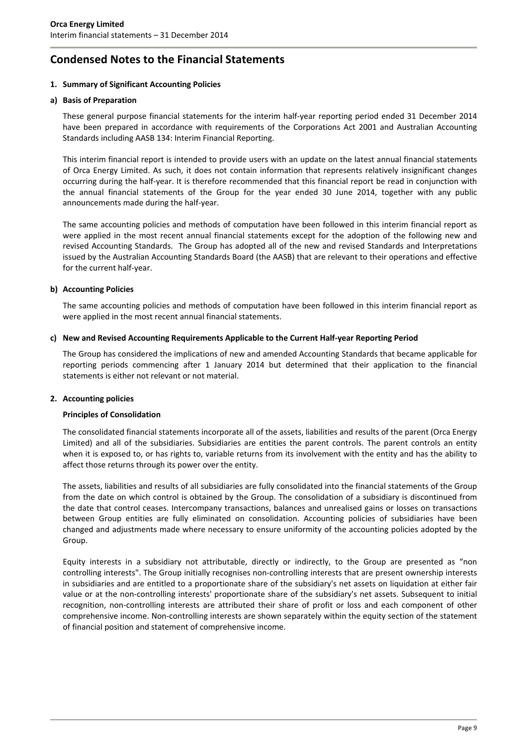# Condensed Notes to the Financial Statements

**1. Summary of Significant Accounting Policies**

**a) Basis of Preparation**

These general purpose financial statements for the interim half-year reporting period ended 31 December 2014 have been prepared in accordance with requirements of the Corporations Act 2001 and Australian Accounting Standards including AASB 134: Interim Financial Reporting.

This interim financial report is intended to provide users with an update on the latest annual financial statements of Orca Energy Limited. As such, it does not contain information that represents relatively insignificant changes occurring during the half-year. It is therefore recommended that this financial report be read in conjunction with the annual financial statements of the Group for the year ended 30 June 2014, together with any public announcements made during the half-year.

The same accounting policies and methods of computation have been followed in this interim financial report as were applied in the most recent annual financial statements except for the adoption of the following new and revised Accounting Standards. The Group has adopted all of the new and revised Standards and Interpretations issued by the Australian Accounting Standards Board (the AASB) that are relevant to their operations and effective for the current half-year.

**b) Accounting Policies**

The same accounting policies and methods of computation have been followed in this interim financial report as were applied in the most recent annual financial statements.

**c) New and Revised Accounting Requirements Applicable to the Current Half-year Reporting Period**

The Group has considered the implications of new and amended Accounting Standards that became applicable for reporting periods commencing after 1 January 2014 but determined that their application to the financial statements is either not relevant or not material.

**2. Accounting policies**

**Principles of Consolidation**

The consolidated financial statements incorporate all of the assets, liabilities and results of the parent (Orca Energy Limited) and all of the subsidiaries. Subsidiaries are entities the parent controls. The parent controls an entity when it is exposed to, or has rights to, variable returns from its involvement with the entity and has the ability to affect those returns through its power over the entity.

The assets, liabilities and results of all subsidiaries are fully consolidated into the financial statements of the Group from the date on which control is obtained by the Group. The consolidation of a subsidiary is discontinued from the date that control ceases. Intercompany transactions, balances and unrealised gains or losses on transactions between Group entities are fully eliminated on consolidation. Accounting policies of subsidiaries have been changed and adjustments made where necessary to ensure uniformity of the accounting policies adopted by the Group.

Equity interests in a subsidiary not attributable, directly or indirectly, to the Group are presented as "non controlling interests". The Group initially recognises non-controlling interests that are present ownership interests in subsidiaries and are entitled to a proportionate share of the subsidiary's net assets on liquidation at either fair value or at the non-controlling interests' proportionate share of the subsidiary's net assets. Subsequent to initial recognition, non-controlling interests are attributed their share of profit or loss and each component of other comprehensive income. Non-controlling interests are shown separately within the equity section of the statement of financial position and statement of comprehensive income.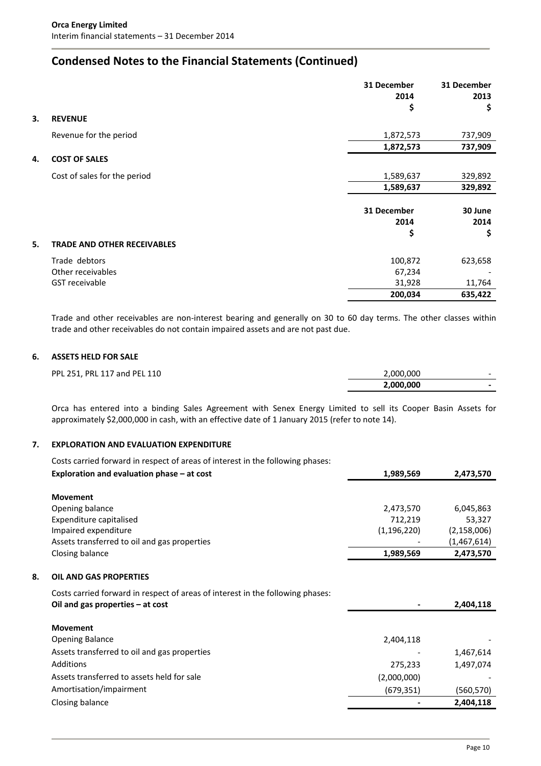# Condensed Notes to the Financial Statements (Continued)

| | 31 December 2014 $ | 31 December 2013 $ |
|---|---|---|
| **3. REVENUE** | | |
| Revenue for the period | 1,872,573 | 737,909 |
| | **1,872,573** | **737,909** |
| **4. COST OF SALES** | | |
| Cost of sales for the period | 1,589,637 | 329,892 |
| | **1,589,637** | **329,892** |

| | 31 December 2014 $ | 30 June 2014 $ |
|---|---|---|
| **5. TRADE AND OTHER RECEIVABLES** | | |
| Trade debtors | 100,872 | 623,658 |
| Other receivables | 67,234 | - |
| GST receivable | 31,928 | 11,764 |
| | **200,034** | **635,422** |

Trade and other receivables are non-interest bearing and generally on 30 to 60 day terms. The other classes within trade and other receivables do not contain impaired assets and are not past due.

## 6. ASSETS HELD FOR SALE

| | | |
|---|---|---|
| PPL 251, PRL 117 and PEL 110 | 2,000,000 | - |
| | **2,000,000** | **-** |

Orca has entered into a binding Sales Agreement with Senex Energy Limited to sell its Cooper Basin Assets for approximately $2,000,000 in cash, with an effective date of 1 January 2015 (refer to note 14).

## 7. EXPLORATION AND EVALUATION EXPENDITURE

| | | |
|---|---|---|
| Costs carried forward in respect of areas of interest in the following phases: | | |
| **Exploration and evaluation phase – at cost** | **1,989,569** | **2,473,570** |
| **Movement** | | |
| Opening balance | 2,473,570 | 6,045,863 |
| Expenditure capitalised | 712,219 | 53,327 |
| Impaired expenditure | (1,196,220) | (2,158,006) |
| Assets transferred to oil and gas properties | - | (1,467,614) |
| Closing balance | **1,989,569** | **2,473,570** |

## 8. OIL AND GAS PROPERTIES

| | | |
|---|---|---|
| Costs carried forward in respect of areas of interest in the following phases: | | |
| **Oil and gas properties – at cost** | **-** | **2,404,118** |
| **Movement** | | |
| Opening Balance | 2,404,118 | - |
| Assets transferred to oil and gas properties | - | 1,467,614 |
| Additions | 275,233 | 1,497,074 |
| Assets transferred to assets held for sale | (2,000,000) | - |
| Amortisation/impairment | (679,351) | (560,570) |
| Closing balance | **-** | **2,404,118** |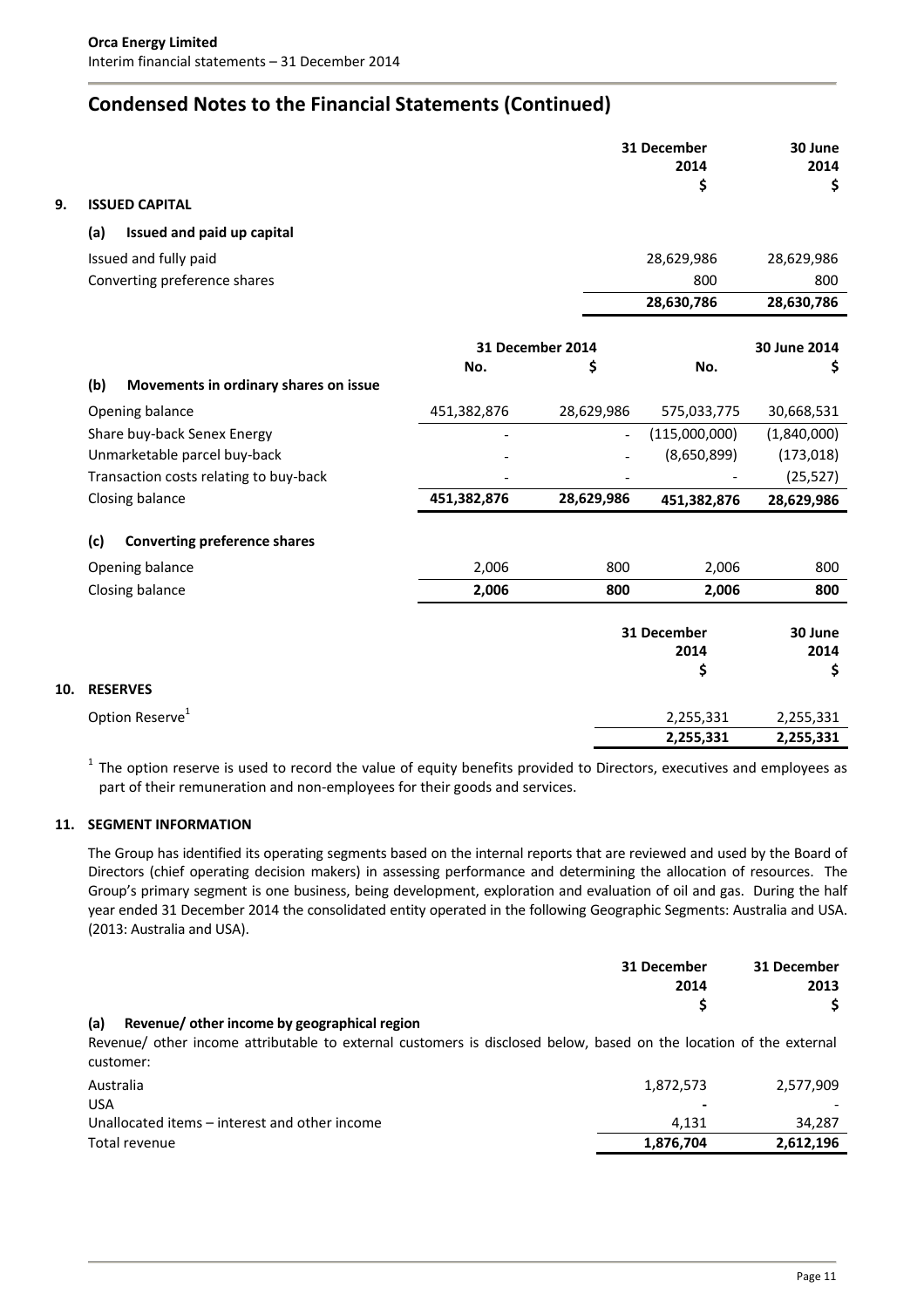# Condensed Notes to the Financial Statements (Continued)

## 9. ISSUED CAPITAL

### (a) Issued and paid up capital

| | 31 December 2014 $ | 30 June 2014 $ |
|---|---|---|
| Issued and fully paid | 28,629,986 | 28,629,986 |
| Converting preference shares | 800 | 800 |
| | **28,630,786** | **28,630,786** |

### (b) Movements in ordinary shares on issue

| | 31 December 2014 No. | 31 December 2014 $ | 30 June 2014 No. | 30 June 2014 $ |
|---|---|---|---|---|
| Opening balance | 451,382,876 | 28,629,986 | 575,033,775 | 30,668,531 |
| Share buy-back Senex Energy | - | - | (115,000,000) | (1,840,000) |
| Unmarketable parcel buy-back | - | - | (8,650,899) | (173,018) |
| Transaction costs relating to buy-back | - | - | - | (25,527) |
| Closing balance | **451,382,876** | **28,629,986** | **451,382,876** | **28,629,986** |

### (c) Converting preference shares

| | 31 December 2014 No. | 31 December 2014 $ | 30 June 2014 No. | 30 June 2014 $ |
|---|---|---|---|---|
| Opening balance | 2,006 | 800 | 2,006 | 800 |
| Closing balance | **2,006** | **800** | **2,006** | **800** |

## 10. RESERVES

| | 31 December 2014 $ | 30 June 2014 $ |
|---|---|---|
| Option Reserve[1] | 2,255,331 | 2,255,331 |
| | **2,255,331** | **2,255,331** |

[1] The option reserve is used to record the value of equity benefits provided to Directors, executives and employees as part of their remuneration and non-employees for their goods and services.

## 11. SEGMENT INFORMATION

The Group has identified its operating segments based on the internal reports that are reviewed and used by the Board of Directors (chief operating decision makers) in assessing performance and determining the allocation of resources. The Group's primary segment is one business, being development, exploration and evaluation of oil and gas. During the half year ended 31 December 2014 the consolidated entity operated in the following Geographic Segments: Australia and USA. (2013: Australia and USA).

### (a) Revenue/ other income by geographical region

Revenue/ other income attributable to external customers is disclosed below, based on the location of the external customer:

| | 31 December 2014 $ | 31 December 2013 $ |
|---|---|---|
| Australia | 1,872,573 | 2,577,909 |
| USA | - | - |
| Unallocated items – interest and other income | 4,131 | 34,287 |
| Total revenue | **1,876,704** | **2,612,196** |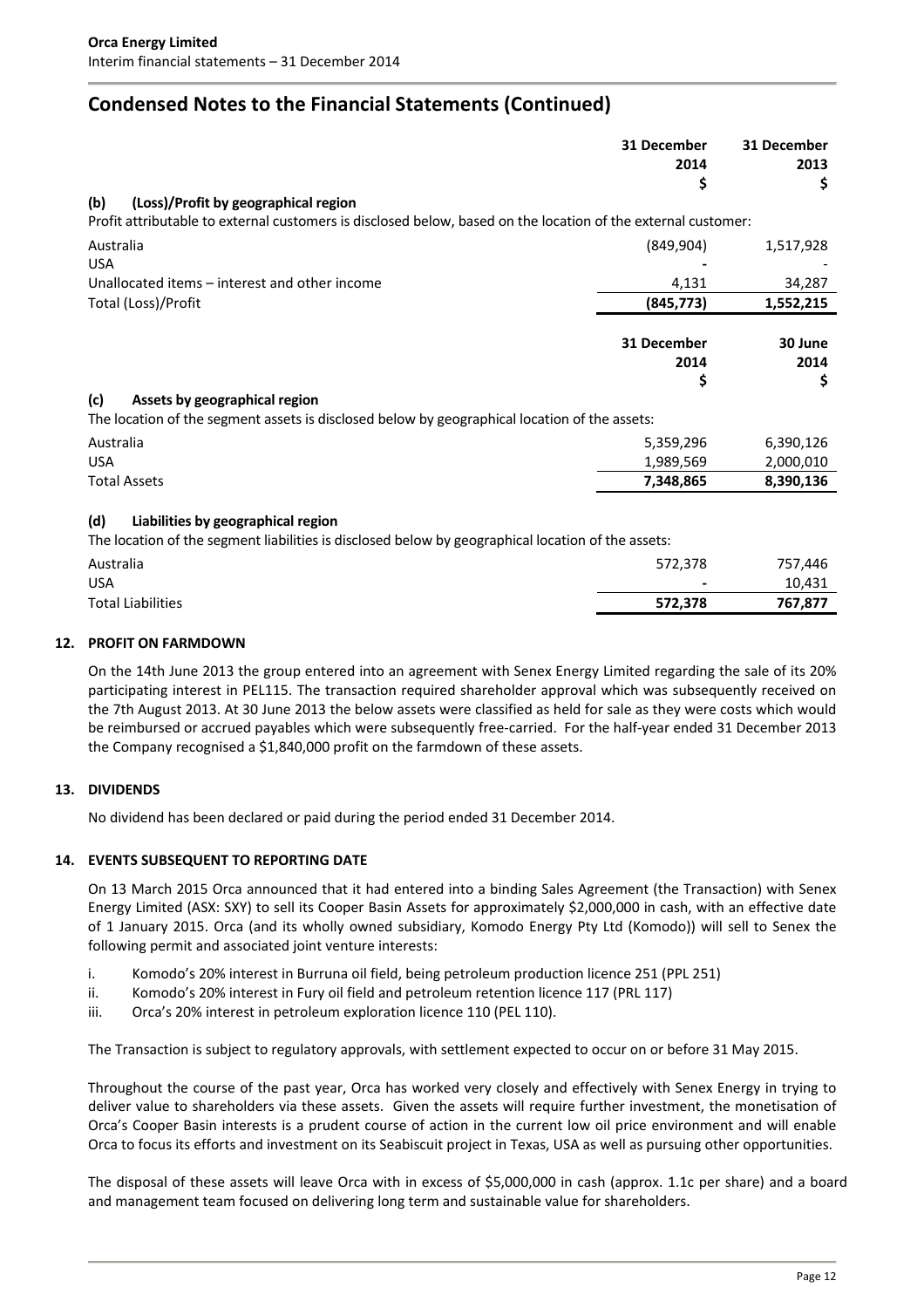# Condensed Notes to the Financial Statements (Continued)

| | 31 December 2014 $ | 31 December 2013 $ |
|---|---|---|
| **(b) (Loss)/Profit by geographical region** | | |
| Profit attributable to external customers is disclosed below, based on the location of the external customer: | | |
| Australia | (849,904) | 1,517,928 |
| USA | - | - |
| Unallocated items – interest and other income | 4,131 | 34,287 |
| Total (Loss)/Profit | **(845,773)** | **1,552,215** |

| | 31 December 2014 $ | 30 June 2014 $ |
|---|---|---|
| **(c) Assets by geographical region** | | |
| The location of the segment assets is disclosed below by geographical location of the assets: | | |
| Australia | 5,359,296 | 6,390,126 |
| USA | 1,989,569 | 2,000,010 |
| Total Assets | **7,348,865** | **8,390,136** |
| **(d) Liabilities by geographical region** | | |
| The location of the segment liabilities is disclosed below by geographical location of the assets: | | |
| Australia | 572,378 | 757,446 |
| USA | - | 10,431 |
| Total Liabilities | **572,378** | **767,877** |

## 12. PROFIT ON FARMDOWN

On the 14th June 2013 the group entered into an agreement with Senex Energy Limited regarding the sale of its 20% participating interest in PEL115. The transaction required shareholder approval which was subsequently received on the 7th August 2013. At 30 June 2013 the below assets were classified as held for sale as they were costs which would be reimbursed or accrued payables which were subsequently free-carried. For the half-year ended 31 December 2013 the Company recognised a $1,840,000 profit on the farmdown of these assets.

## 13. DIVIDENDS

No dividend has been declared or paid during the period ended 31 December 2014.

## 14. EVENTS SUBSEQUENT TO REPORTING DATE

On 13 March 2015 Orca announced that it had entered into a binding Sales Agreement (the Transaction) with Senex Energy Limited (ASX: SXY) to sell its Cooper Basin Assets for approximately $2,000,000 in cash, with an effective date of 1 January 2015. Orca (and its wholly owned subsidiary, Komodo Energy Pty Ltd (Komodo)) will sell to Senex the following permit and associated joint venture interests:

i. Komodo's 20% interest in Burruna oil field, being petroleum production licence 251 (PPL 251)
ii. Komodo's 20% interest in Fury oil field and petroleum retention licence 117 (PRL 117)
iii. Orca's 20% interest in petroleum exploration licence 110 (PEL 110).

The Transaction is subject to regulatory approvals, with settlement expected to occur on or before 31 May 2015.

Throughout the course of the past year, Orca has worked very closely and effectively with Senex Energy in trying to deliver value to shareholders via these assets. Given the assets will require further investment, the monetisation of Orca's Cooper Basin interests is a prudent course of action in the current low oil price environment and will enable Orca to focus its efforts and investment on its Seabiscuit project in Texas, USA as well as pursuing other opportunities.

The disposal of these assets will leave Orca with in excess of $5,000,000 in cash (approx. 1.1c per share) and a board and management team focused on delivering long term and sustainable value for shareholders.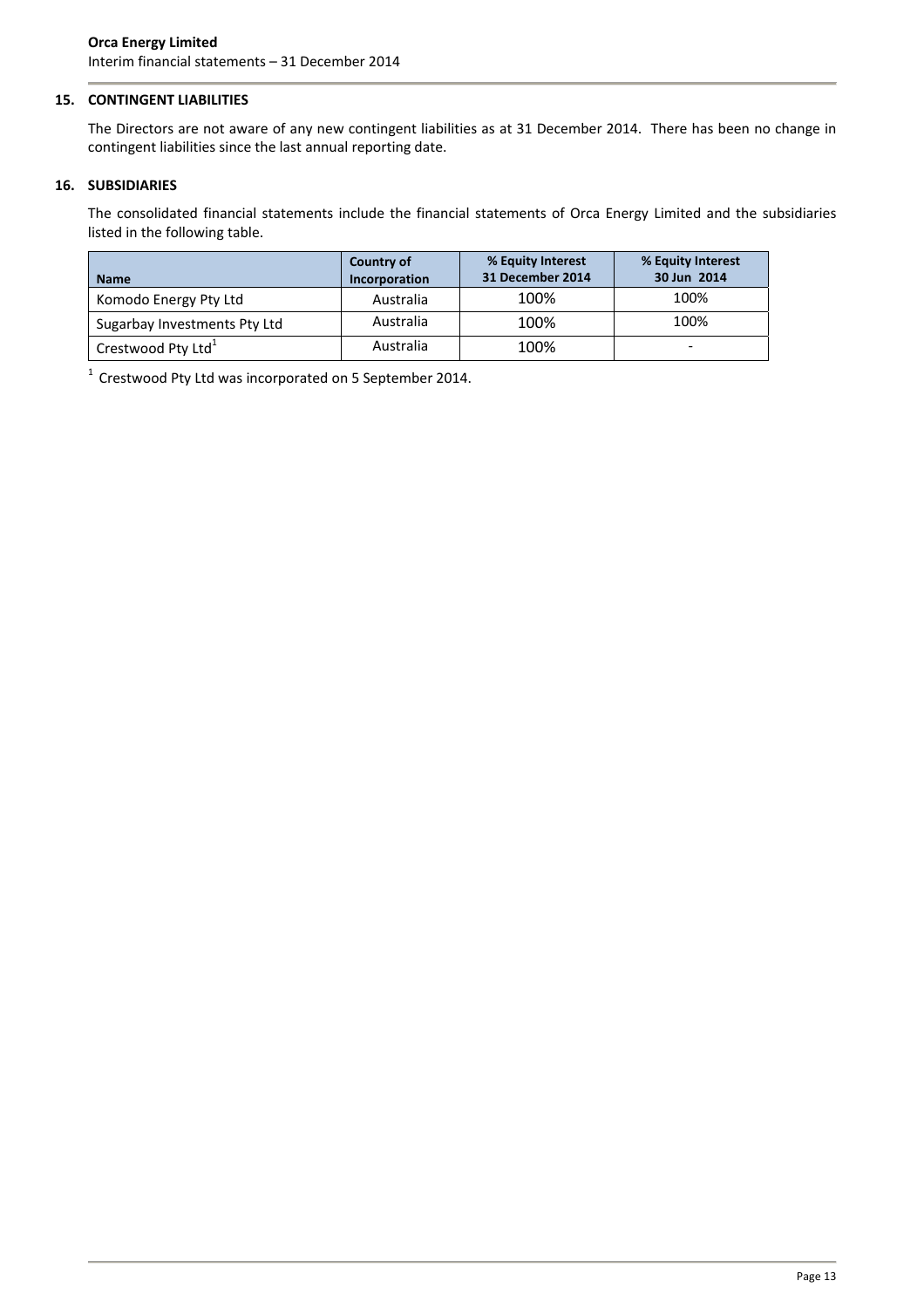## 15. CONTINGENT LIABILITIES

The Directors are not aware of any new contingent liabilities as at 31 December 2014. There has been no change in contingent liabilities since the last annual reporting date.

## 16. SUBSIDIARIES

The consolidated financial statements include the financial statements of Orca Energy Limited and the subsidiaries listed in the following table.

| Name | Country of Incorporation | % Equity Interest 31 December 2014 | % Equity Interest 30 Jun 2014 |
|---|---|---|---|
| Komodo Energy Pty Ltd | Australia | 100% | 100% |
| Sugarbay Investments Pty Ltd | Australia | 100% | 100% |
| Crestwood Pty Ltd[1] | Australia | 100% | - |

[1] Crestwood Pty Ltd was incorporated on 5 September 2014.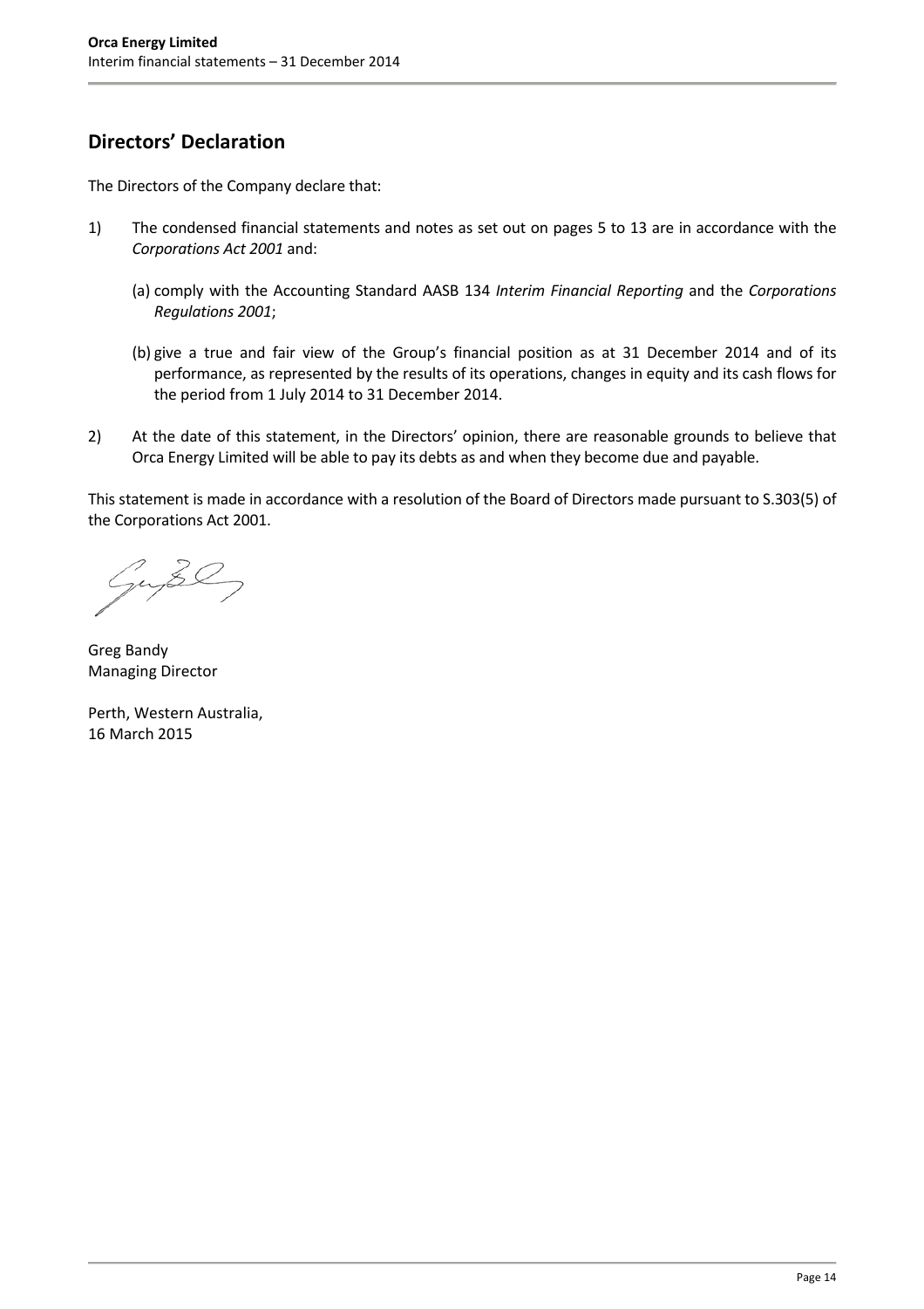## Directors' Declaration

The Directors of the Company declare that:

1) The condensed financial statements and notes as set out on pages 5 to 13 are in accordance with the *Corporations Act 2001* and:

   (a) comply with the Accounting Standard AASB 134 *Interim Financial Reporting* and the *Corporations Regulations 2001*;

   (b) give a true and fair view of the Group's financial position as at 31 December 2014 and of its performance, as represented by the results of its operations, changes in equity and its cash flows for the period from 1 July 2014 to 31 December 2014.

2) At the date of this statement, in the Directors' opinion, there are reasonable grounds to believe that Orca Energy Limited will be able to pay its debts as and when they become due and payable.

This statement is made in accordance with a resolution of the Board of Directors made pursuant to S.303(5) of the Corporations Act 2001.

Greg Bandy
Managing Director

Perth, Western Australia,
16 March 2015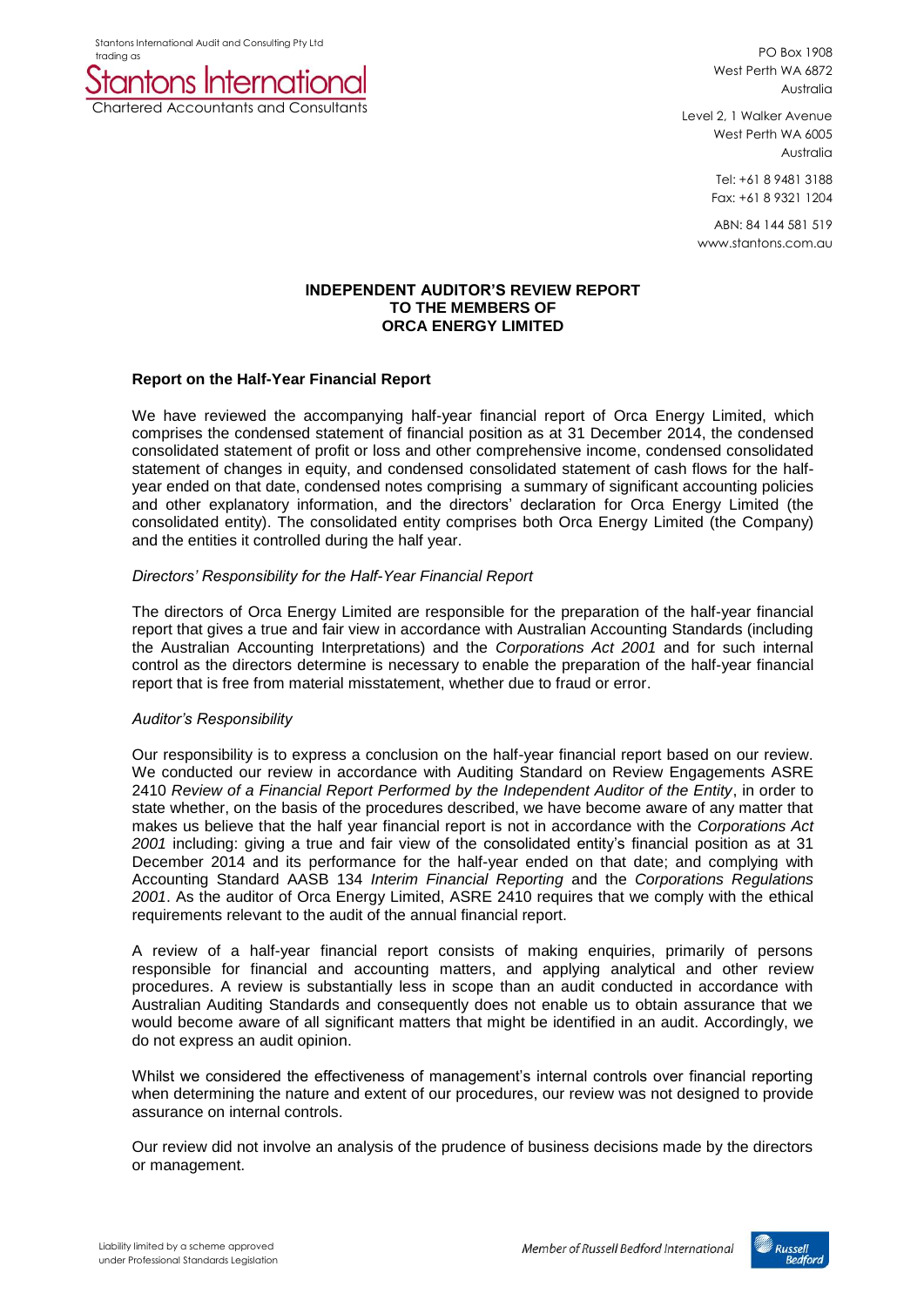Stantons International Audit and Consulting Pty Ltd trading as

**Stantons International**
Chartered Accountants and Consultants

PO Box 1908
West Perth WA 6872
Australia

Level 2, 1 Walker Avenue
West Perth WA 6005
Australia

Tel: +61 8 9481 3188
Fax: +61 8 9321 1204

ABN: 84 144 581 519
www.stantons.com.au

**INDEPENDENT AUDITOR'S REVIEW REPORT**
**TO THE MEMBERS OF**
**ORCA ENERGY LIMITED**

**Report on the Half-Year Financial Report**

We have reviewed the accompanying half-year financial report of Orca Energy Limited, which comprises the condensed statement of financial position as at 31 December 2014, the condensed consolidated statement of profit or loss and other comprehensive income, condensed consolidated statement of changes in equity, and condensed consolidated statement of cash flows for the half-year ended on that date, condensed notes comprising a summary of significant accounting policies and other explanatory information, and the directors' declaration for Orca Energy Limited (the consolidated entity). The consolidated entity comprises both Orca Energy Limited (the Company) and the entities it controlled during the half year.

*Directors' Responsibility for the Half-Year Financial Report*

The directors of Orca Energy Limited are responsible for the preparation of the half-year financial report that gives a true and fair view in accordance with Australian Accounting Standards (including the Australian Accounting Interpretations) and the *Corporations Act 2001* and for such internal control as the directors determine is necessary to enable the preparation of the half-year financial report that is free from material misstatement, whether due to fraud or error.

*Auditor's Responsibility*

Our responsibility is to express a conclusion on the half-year financial report based on our review. We conducted our review in accordance with Auditing Standard on Review Engagements ASRE 2410 *Review of a Financial Report Performed by the Independent Auditor of the Entity*, in order to state whether, on the basis of the procedures described, we have become aware of any matter that makes us believe that the half year financial report is not in accordance with the *Corporations Act 2001* including: giving a true and fair view of the consolidated entity's financial position as at 31 December 2014 and its performance for the half-year ended on that date; and complying with Accounting Standard AASB 134 *Interim Financial Reporting* and the *Corporations Regulations 2001*. As the auditor of Orca Energy Limited, ASRE 2410 requires that we comply with the ethical requirements relevant to the audit of the annual financial report.

A review of a half-year financial report consists of making enquiries, primarily of persons responsible for financial and accounting matters, and applying analytical and other review procedures. A review is substantially less in scope than an audit conducted in accordance with Australian Auditing Standards and consequently does not enable us to obtain assurance that we would become aware of all significant matters that might be identified in an audit. Accordingly, we do not express an audit opinion.

Whilst we considered the effectiveness of management's internal controls over financial reporting when determining the nature and extent of our procedures, our review was not designed to provide assurance on internal controls.

Our review did not involve an analysis of the prudence of business decisions made by the directors or management.

Liability limited by a scheme approved under Professional Standards Legislation

Member of Russell Bedford International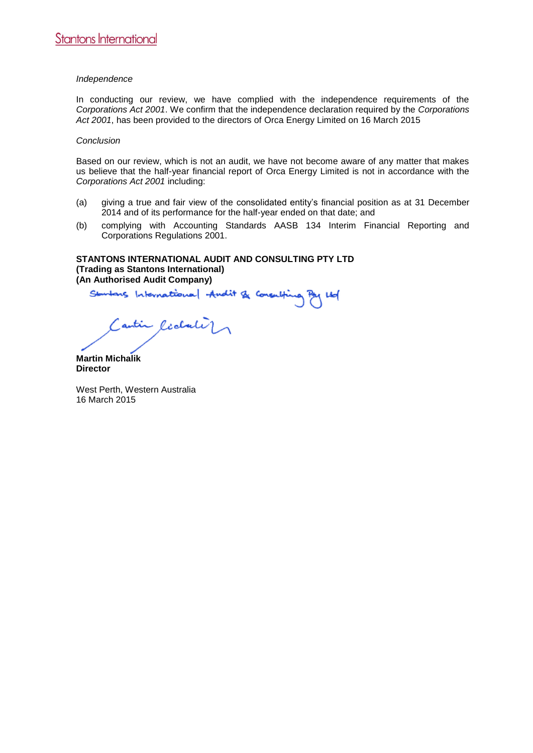*Independence*

In conducting our review, we have complied with the independence requirements of the *Corporations Act 2001*. We confirm that the independence declaration required by the *Corporations Act 2001*, has been provided to the directors of Orca Energy Limited on 16 March 2015

*Conclusion*

Based on our review, which is not an audit, we have not become aware of any matter that makes us believe that the half-year financial report of Orca Energy Limited is not in accordance with the *Corporations Act 2001* including:

(a) giving a true and fair view of the consolidated entity's financial position as at 31 December 2014 and of its performance for the half-year ended on that date; and

(b) complying with Accounting Standards AASB 134 Interim Financial Reporting and Corporations Regulations 2001.

**STANTONS INTERNATIONAL AUDIT AND CONSULTING PTY LTD**
**(Trading as Stantons International)**
**(An Authorised Audit Company)**

**Martin Michalik**
**Director**

West Perth, Western Australia
16 March 2015